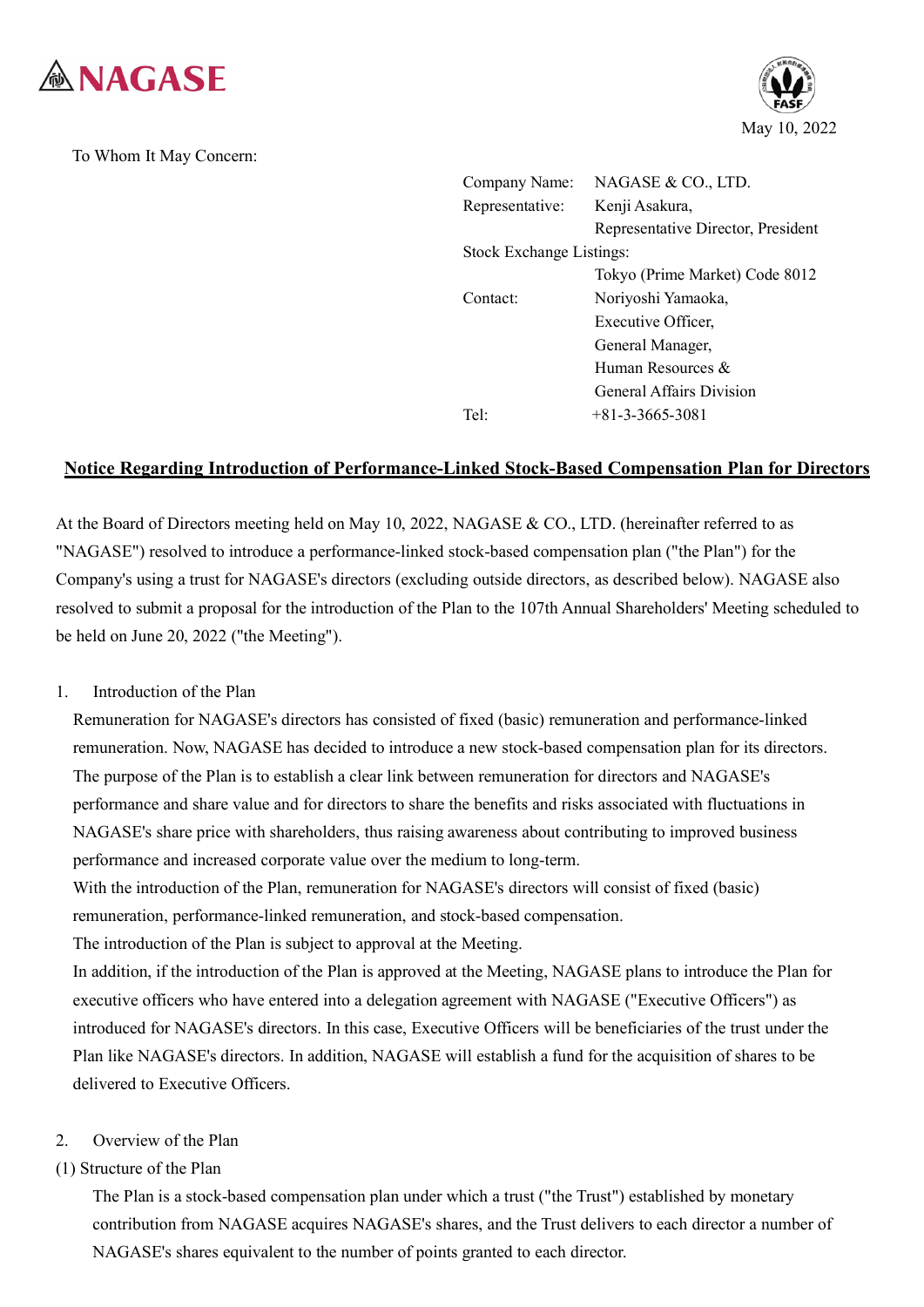NAGASE

May 10, 2022

To Whom It May Concern:

| | |
|---|---|
| Company Name: | NAGASE & CO., LTD. |
| Representative: | Kenji Asakura, Representative Director, President |
| Stock Exchange Listings: | Tokyo (Prime Market) Code 8012 |
| Contact: | Noriyoshi Yamaoka, Executive Officer, General Manager, Human Resources & General Affairs Division |
| Tel: | +81-3-3665-3081 |

## Notice Regarding Introduction of Performance-Linked Stock-Based Compensation Plan for Directors

At the Board of Directors meeting held on May 10, 2022, NAGASE & CO., LTD. (hereinafter referred to as "NAGASE") resolved to introduce a performance-linked stock-based compensation plan ("the Plan") for the Company's using a trust for NAGASE's directors (excluding outside directors, as described below). NAGASE also resolved to submit a proposal for the introduction of the Plan to the 107th Annual Shareholders' Meeting scheduled to be held on June 20, 2022 ("the Meeting").

1. Introduction of the Plan

Remuneration for NAGASE's directors has consisted of fixed (basic) remuneration and performance-linked remuneration. Now, NAGASE has decided to introduce a new stock-based compensation plan for its directors. The purpose of the Plan is to establish a clear link between remuneration for directors and NAGASE's performance and share value and for directors to share the benefits and risks associated with fluctuations in NAGASE's share price with shareholders, thus raising awareness about contributing to improved business performance and increased corporate value over the medium to long-term.

With the introduction of the Plan, remuneration for NAGASE's directors will consist of fixed (basic) remuneration, performance-linked remuneration, and stock-based compensation.

The introduction of the Plan is subject to approval at the Meeting.

In addition, if the introduction of the Plan is approved at the Meeting, NAGASE plans to introduce the Plan for executive officers who have entered into a delegation agreement with NAGASE ("Executive Officers") as introduced for NAGASE's directors. In this case, Executive Officers will be beneficiaries of the trust under the Plan like NAGASE's directors. In addition, NAGASE will establish a fund for the acquisition of shares to be delivered to Executive Officers.

2. Overview of the Plan

(1) Structure of the Plan

The Plan is a stock-based compensation plan under which a trust ("the Trust") established by monetary contribution from NAGASE acquires NAGASE's shares, and the Trust delivers to each director a number of NAGASE's shares equivalent to the number of points granted to each director.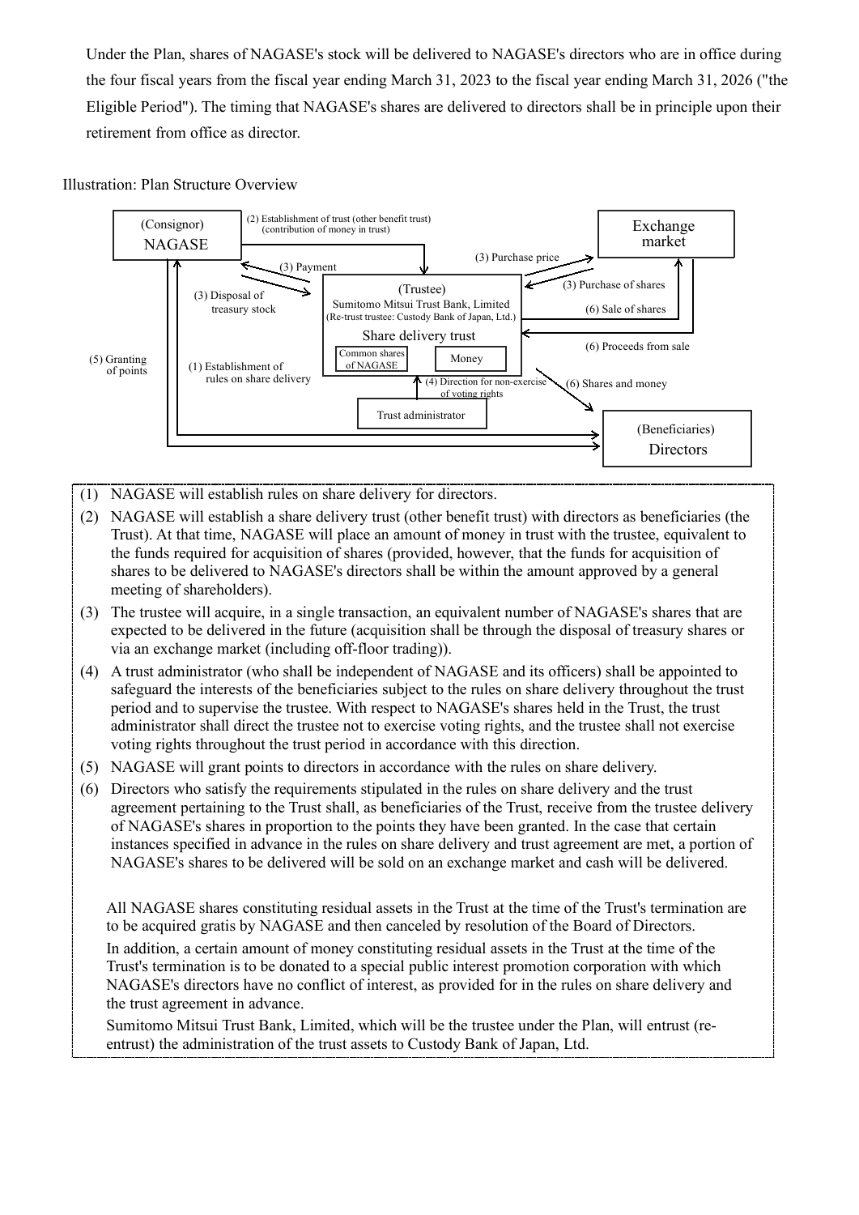Under the Plan, shares of NAGASE's stock will be delivered to NAGASE's directors who are in office during the four fiscal years from the fiscal year ending March 31, 2023 to the fiscal year ending March 31, 2026 ("the Eligible Period"). The timing that NAGASE's shares are delivered to directors shall be in principle upon their retirement from office as director.

Illustration: Plan Structure Overview

(Consignor) NAGASE

(2) Establishment of trust (other benefit trust) (contribution of money in trust)

Exchange market

(3) Payment

(3) Purchase price

(3) Disposal of treasury stock

(Trustee) Sumitomo Mitsui Trust Bank, Limited (Re-trust trustee: Custody Bank of Japan, Ltd.)

Share delivery trust

Common shares of NAGASE | Money

(3) Purchase of shares

(6) Sale of shares

(6) Proceeds from sale

(5) Granting of points

(1) Establishment of rules on share delivery

(4) Direction for non-exercise of voting rights

(6) Shares and money

Trust administrator

(Beneficiaries) Directors

(1) NAGASE will establish rules on share delivery for directors.

(2) NAGASE will establish a share delivery trust (other benefit trust) with directors as beneficiaries (the Trust). At that time, NAGASE will place an amount of money in trust with the trustee, equivalent to the funds required for acquisition of shares (provided, however, that the funds for acquisition of shares to be delivered to NAGASE's directors shall be within the amount approved by a general meeting of shareholders).

(3) The trustee will acquire, in a single transaction, an equivalent number of NAGASE's shares that are expected to be delivered in the future (acquisition shall be through the disposal of treasury shares or via an exchange market (including off-floor trading)).

(4) A trust administrator (who shall be independent of NAGASE and its officers) shall be appointed to safeguard the interests of the beneficiaries subject to the rules on share delivery throughout the trust period and to supervise the trustee. With respect to NAGASE's shares held in the Trust, the trust administrator shall direct the trustee not to exercise voting rights, and the trustee shall not exercise voting rights throughout the trust period in accordance with this direction.

(5) NAGASE will grant points to directors in accordance with the rules on share delivery.

(6) Directors who satisfy the requirements stipulated in the rules on share delivery and the trust agreement pertaining to the Trust shall, as beneficiaries of the Trust, receive from the trustee delivery of NAGASE's shares in proportion to the points they have been granted. In the case that certain instances specified in advance in the rules on share delivery and trust agreement are met, a portion of NAGASE's shares to be delivered will be sold on an exchange market and cash will be delivered.

All NAGASE shares constituting residual assets in the Trust at the time of the Trust's termination are to be acquired gratis by NAGASE and then canceled by resolution of the Board of Directors.

In addition, a certain amount of money constituting residual assets in the Trust at the time of the Trust's termination is to be donated to a special public interest promotion corporation with which NAGASE's directors have no conflict of interest, as provided for in the rules on share delivery and the trust agreement in advance.

Sumitomo Mitsui Trust Bank, Limited, which will be the trustee under the Plan, will entrust (re-entrust) the administration of the trust assets to Custody Bank of Japan, Ltd.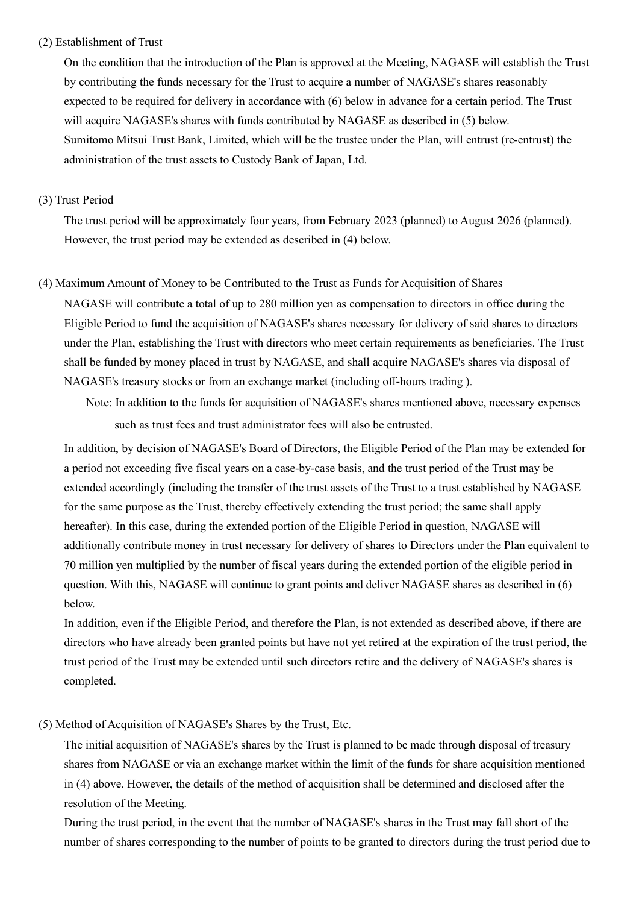(2) Establishment of Trust

On the condition that the introduction of the Plan is approved at the Meeting, NAGASE will establish the Trust by contributing the funds necessary for the Trust to acquire a number of NAGASE's shares reasonably expected to be required for delivery in accordance with (6) below in advance for a certain period. The Trust will acquire NAGASE's shares with funds contributed by NAGASE as described in (5) below.
Sumitomo Mitsui Trust Bank, Limited, which will be the trustee under the Plan, will entrust (re-entrust) the administration of the trust assets to Custody Bank of Japan, Ltd.

(3) Trust Period

The trust period will be approximately four years, from February 2023 (planned) to August 2026 (planned). However, the trust period may be extended as described in (4) below.

(4) Maximum Amount of Money to be Contributed to the Trust as Funds for Acquisition of Shares

NAGASE will contribute a total of up to 280 million yen as compensation to directors in office during the Eligible Period to fund the acquisition of NAGASE's shares necessary for delivery of said shares to directors under the Plan, establishing the Trust with directors who meet certain requirements as beneficiaries. The Trust shall be funded by money placed in trust by NAGASE, and shall acquire NAGASE's shares via disposal of NAGASE's treasury stocks or from an exchange market (including off-hours trading ).

Note: In addition to the funds for acquisition of NAGASE's shares mentioned above, necessary expenses such as trust fees and trust administrator fees will also be entrusted.

In addition, by decision of NAGASE's Board of Directors, the Eligible Period of the Plan may be extended for a period not exceeding five fiscal years on a case-by-case basis, and the trust period of the Trust may be extended accordingly (including the transfer of the trust assets of the Trust to a trust established by NAGASE for the same purpose as the Trust, thereby effectively extending the trust period; the same shall apply hereafter). In this case, during the extended portion of the Eligible Period in question, NAGASE will additionally contribute money in trust necessary for delivery of shares to Directors under the Plan equivalent to 70 million yen multiplied by the number of fiscal years during the extended portion of the eligible period in question. With this, NAGASE will continue to grant points and deliver NAGASE shares as described in (6) below.
In addition, even if the Eligible Period, and therefore the Plan, is not extended as described above, if there are directors who have already been granted points but have not yet retired at the expiration of the trust period, the trust period of the Trust may be extended until such directors retire and the delivery of NAGASE's shares is completed.

(5) Method of Acquisition of NAGASE's Shares by the Trust, Etc.

The initial acquisition of NAGASE's shares by the Trust is planned to be made through disposal of treasury shares from NAGASE or via an exchange market within the limit of the funds for share acquisition mentioned in (4) above. However, the details of the method of acquisition shall be determined and disclosed after the resolution of the Meeting.
During the trust period, in the event that the number of NAGASE's shares in the Trust may fall short of the number of shares corresponding to the number of points to be granted to directors during the trust period due to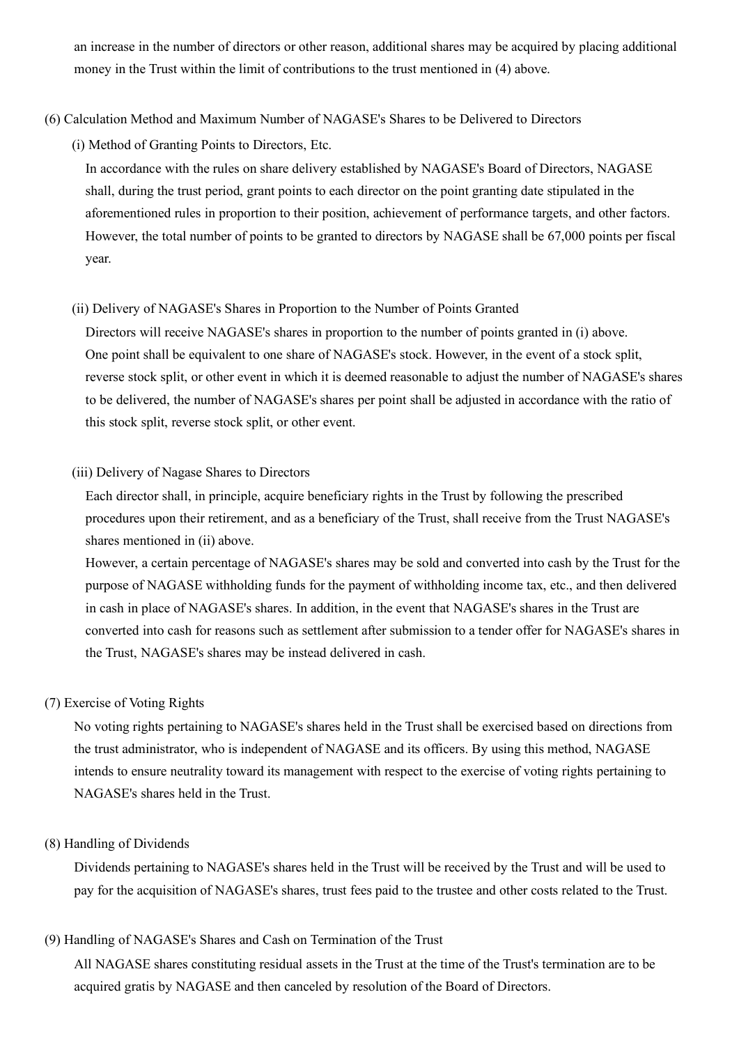an increase in the number of directors or other reason, additional shares may be acquired by placing additional money in the Trust within the limit of contributions to the trust mentioned in (4) above.

(6) Calculation Method and Maximum Number of NAGASE's Shares to be Delivered to Directors

(i) Method of Granting Points to Directors, Etc.

In accordance with the rules on share delivery established by NAGASE's Board of Directors, NAGASE shall, during the trust period, grant points to each director on the point granting date stipulated in the aforementioned rules in proportion to their position, achievement of performance targets, and other factors. However, the total number of points to be granted to directors by NAGASE shall be 67,000 points per fiscal year.

(ii) Delivery of NAGASE's Shares in Proportion to the Number of Points Granted

Directors will receive NAGASE's shares in proportion to the number of points granted in (i) above. One point shall be equivalent to one share of NAGASE's stock. However, in the event of a stock split, reverse stock split, or other event in which it is deemed reasonable to adjust the number of NAGASE's shares to be delivered, the number of NAGASE's shares per point shall be adjusted in accordance with the ratio of this stock split, reverse stock split, or other event.

(iii) Delivery of Nagase Shares to Directors

Each director shall, in principle, acquire beneficiary rights in the Trust by following the prescribed procedures upon their retirement, and as a beneficiary of the Trust, shall receive from the Trust NAGASE's shares mentioned in (ii) above.

However, a certain percentage of NAGASE's shares may be sold and converted into cash by the Trust for the purpose of NAGASE withholding funds for the payment of withholding income tax, etc., and then delivered in cash in place of NAGASE's shares. In addition, in the event that NAGASE's shares in the Trust are converted into cash for reasons such as settlement after submission to a tender offer for NAGASE's shares in the Trust, NAGASE's shares may be instead delivered in cash.

(7) Exercise of Voting Rights

No voting rights pertaining to NAGASE's shares held in the Trust shall be exercised based on directions from the trust administrator, who is independent of NAGASE and its officers. By using this method, NAGASE intends to ensure neutrality toward its management with respect to the exercise of voting rights pertaining to NAGASE's shares held in the Trust.

(8) Handling of Dividends

Dividends pertaining to NAGASE's shares held in the Trust will be received by the Trust and will be used to pay for the acquisition of NAGASE's shares, trust fees paid to the trustee and other costs related to the Trust.

(9) Handling of NAGASE's Shares and Cash on Termination of the Trust

All NAGASE shares constituting residual assets in the Trust at the time of the Trust's termination are to be acquired gratis by NAGASE and then canceled by resolution of the Board of Directors.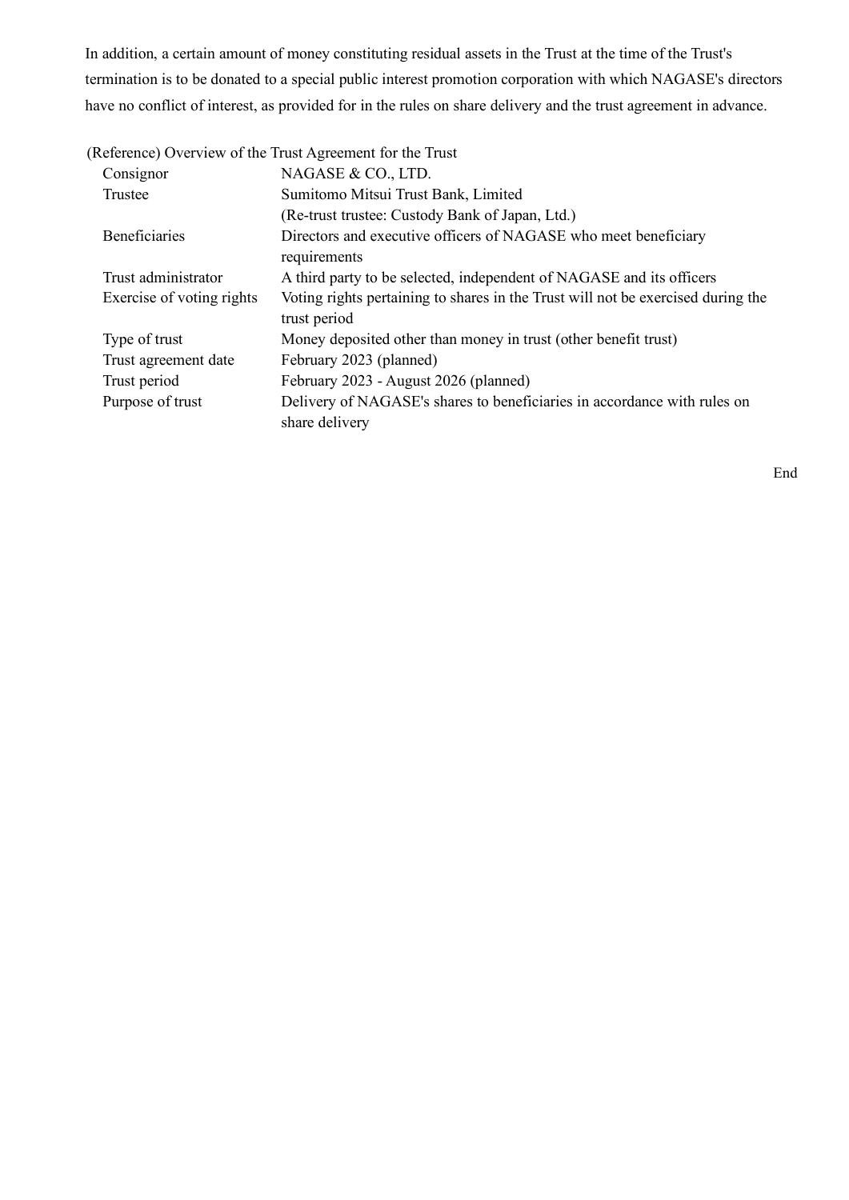In addition, a certain amount of money constituting residual assets in the Trust at the time of the Trust's termination is to be donated to a special public interest promotion corporation with which NAGASE's directors have no conflict of interest, as provided for in the rules on share delivery and the trust agreement in advance.

(Reference) Overview of the Trust Agreement for the Trust

| | |
|---|---|
| Consignor | NAGASE & CO., LTD. |
| Trustee | Sumitomo Mitsui Trust Bank, Limited<br>(Re-trust trustee: Custody Bank of Japan, Ltd.) |
| Beneficiaries | Directors and executive officers of NAGASE who meet beneficiary requirements |
| Trust administrator | A third party to be selected, independent of NAGASE and its officers |
| Exercise of voting rights | Voting rights pertaining to shares in the Trust will not be exercised during the trust period |
| Type of trust | Money deposited other than money in trust (other benefit trust) |
| Trust agreement date | February 2023 (planned) |
| Trust period | February 2023 - August 2026 (planned) |
| Purpose of trust | Delivery of NAGASE's shares to beneficiaries in accordance with rules on share delivery |

End